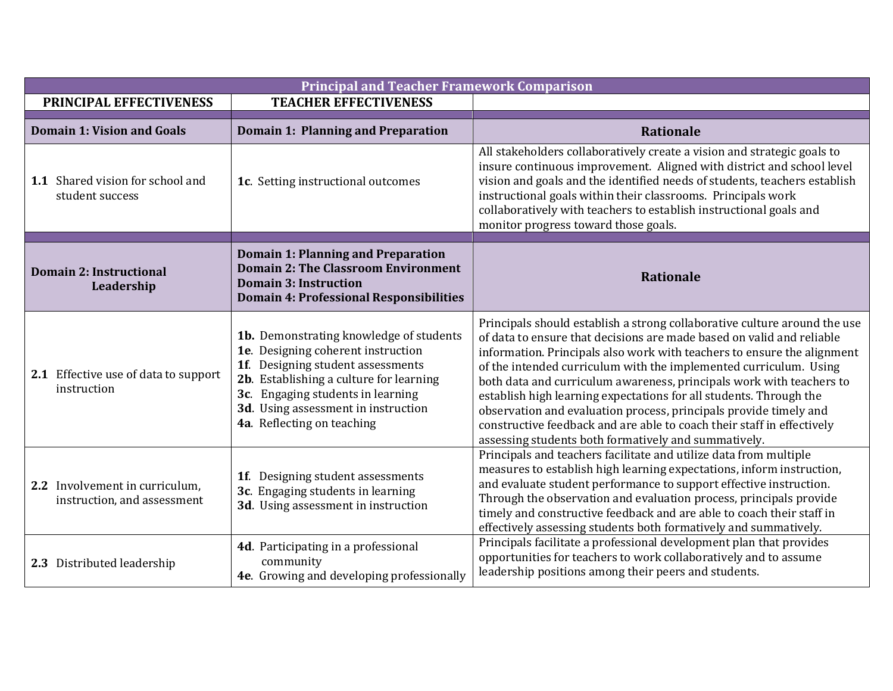| Principal and Teacher Framework Comparison | | |
|---|---|---|
| **PRINCIPAL EFFECTIVENESS** | **TEACHER EFFECTIVENESS** | |
| **Domain 1: Vision and Goals** | **Domain 1: Planning and Preparation** | **Rationale** |
| **1.1** Shared vision for school and student success | **1c**. Setting instructional outcomes | All stakeholders collaboratively create a vision and strategic goals to insure continuous improvement. Aligned with district and school level vision and goals and the identified needs of students, teachers establish instructional goals within their classrooms. Principals work collaboratively with teachers to establish instructional goals and monitor progress toward those goals. |
| **Domain 2: Instructional Leadership** | **Domain 1: Planning and Preparation**<br>**Domain 2: The Classroom Environment**<br>**Domain 3: Instruction**<br>**Domain 4: Professional Responsibilities** | **Rationale** |
| **2.1** Effective use of data to support instruction | **1b.** Demonstrating knowledge of students<br>**1e**. Designing coherent instruction<br>**1f**. Designing student assessments<br>**2b**. Establishing a culture for learning<br>**3c**. Engaging students in learning<br>**3d**. Using assessment in instruction<br>**4a**. Reflecting on teaching | Principals should establish a strong collaborative culture around the use of data to ensure that decisions are made based on valid and reliable information. Principals also work with teachers to ensure the alignment of the intended curriculum with the implemented curriculum. Using both data and curriculum awareness, principals work with teachers to establish high learning expectations for all students. Through the observation and evaluation process, principals provide timely and constructive feedback and are able to coach their staff in effectively assessing students both formatively and summatively. |
| **2.2** Involvement in curriculum, instruction, and assessment | **1f**. Designing student assessments<br>**3c**. Engaging students in learning<br>**3d**. Using assessment in instruction | Principals and teachers facilitate and utilize data from multiple measures to establish high learning expectations, inform instruction, and evaluate student performance to support effective instruction. Through the observation and evaluation process, principals provide timely and constructive feedback and are able to coach their staff in effectively assessing students both formatively and summatively. |
| **2.3** Distributed leadership | **4d**. Participating in a professional community<br>**4e**. Growing and developing professionally | Principals facilitate a professional development plan that provides opportunities for teachers to work collaboratively and to assume leadership positions among their peers and students. |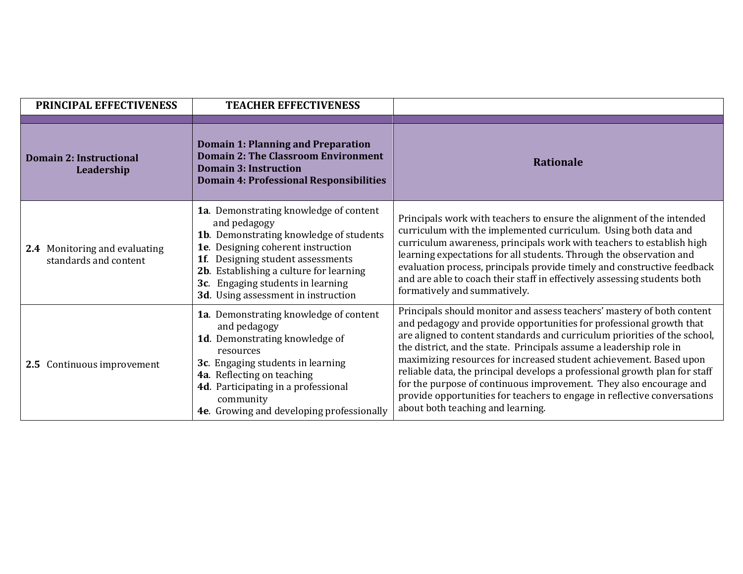| PRINCIPAL EFFECTIVENESS | TEACHER EFFECTIVENESS | |
|---|---|---|
| | | |
| **Domain 2: Instructional Leadership** | **Domain 1: Planning and Preparation**<br>**Domain 2: The Classroom Environment**<br>**Domain 3: Instruction**<br>**Domain 4: Professional Responsibilities** | **Rationale** |
| **2.4** Monitoring and evaluating standards and content | **1a**. Demonstrating knowledge of content and pedagogy<br>**1b**. Demonstrating knowledge of students<br>**1e**. Designing coherent instruction<br>**1f**. Designing student assessments<br>**2b**. Establishing a culture for learning<br>**3c**. Engaging students in learning<br>**3d**. Using assessment in instruction | Principals work with teachers to ensure the alignment of the intended curriculum with the implemented curriculum. Using both data and curriculum awareness, principals work with teachers to establish high learning expectations for all students. Through the observation and evaluation process, principals provide timely and constructive feedback and are able to coach their staff in effectively assessing students both formatively and summatively. |
| **2.5** Continuous improvement | **1a**. Demonstrating knowledge of content and pedagogy<br>**1d**. Demonstrating knowledge of resources<br>**3c**. Engaging students in learning<br>**4a**. Reflecting on teaching<br>**4d**. Participating in a professional community<br>**4e**. Growing and developing professionally | Principals should monitor and assess teachers' mastery of both content and pedagogy and provide opportunities for professional growth that are aligned to content standards and curriculum priorities of the school, the district, and the state. Principals assume a leadership role in maximizing resources for increased student achievement. Based upon reliable data, the principal develops a professional growth plan for staff for the purpose of continuous improvement. They also encourage and provide opportunities for teachers to engage in reflective conversations about both teaching and learning. |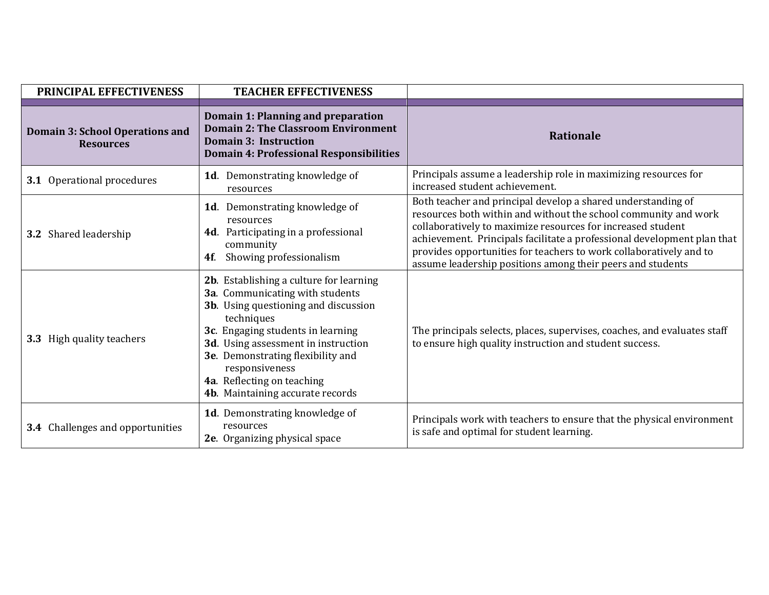| PRINCIPAL EFFECTIVENESS | TEACHER EFFECTIVENESS | |
|---|---|---|
| **Domain 3: School Operations and Resources** | **Domain 1: Planning and preparation**<br>**Domain 2: The Classroom Environment**<br>**Domain 3: Instruction**<br>**Domain 4: Professional Responsibilities** | **Rationale** |
| **3.1** Operational procedures | **1d**. Demonstrating knowledge of resources | Principals assume a leadership role in maximizing resources for increased student achievement. |
| **3.2** Shared leadership | **1d**. Demonstrating knowledge of resources<br>**4d**. Participating in a professional community<br>**4f**. Showing professionalism | Both teacher and principal develop a shared understanding of resources both within and without the school community and work collaboratively to maximize resources for increased student achievement. Principals facilitate a professional development plan that provides opportunities for teachers to work collaboratively and to assume leadership positions among their peers and students |
| **3.3** High quality teachers | **2b**. Establishing a culture for learning<br>**3a**. Communicating with students<br>**3b**. Using questioning and discussion techniques<br>**3c**. Engaging students in learning<br>**3d**. Using assessment in instruction<br>**3e**. Demonstrating flexibility and responsiveness<br>**4a**. Reflecting on teaching<br>**4b**. Maintaining accurate records | The principals selects, places, supervises, coaches, and evaluates staff to ensure high quality instruction and student success. |
| **3.4** Challenges and opportunities | **1d**. Demonstrating knowledge of resources<br>**2e**. Organizing physical space | Principals work with teachers to ensure that the physical environment is safe and optimal for student learning. |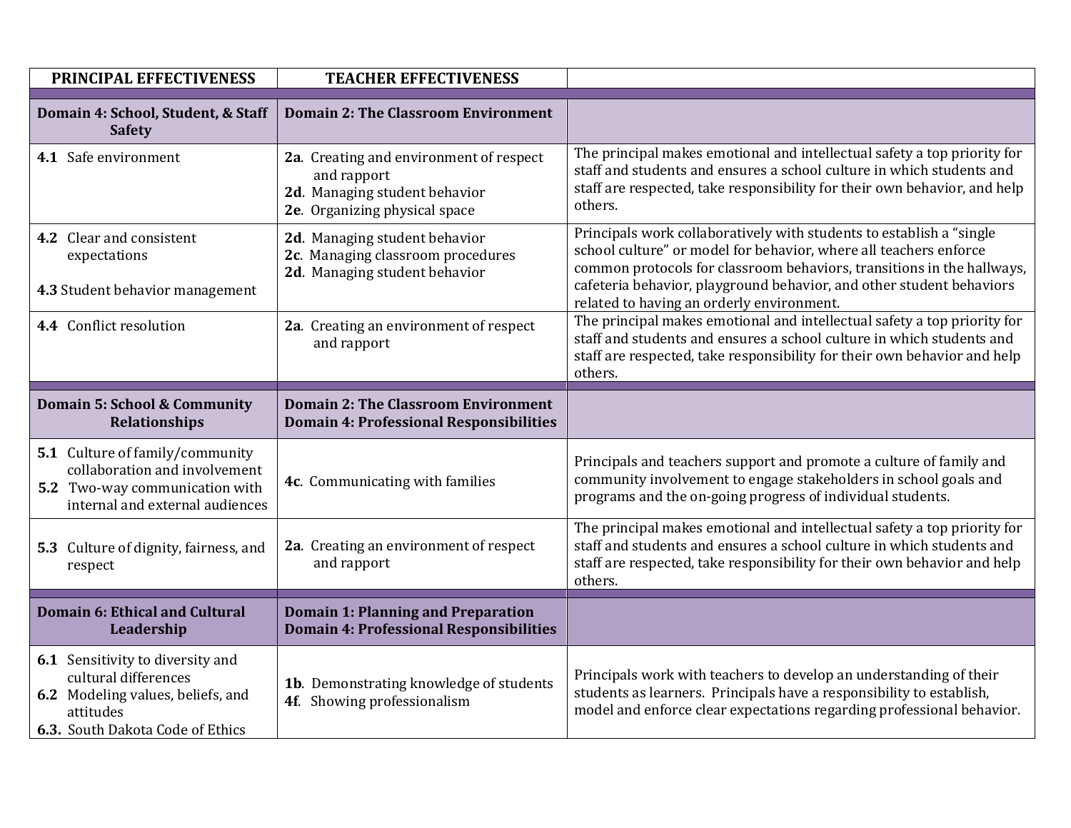| PRINCIPAL EFFECTIVENESS | TEACHER EFFECTIVENESS | |
|---|---|---|
| **Domain 4: School, Student, & Staff Safety** | **Domain 2: The Classroom Environment** | |
| **4.1** Safe environment | **2a**. Creating and environment of respect and rapport<br>**2d**. Managing student behavior<br>**2e**. Organizing physical space | The principal makes emotional and intellectual safety a top priority for staff and students and ensures a school culture in which students and staff are respected, take responsibility for their own behavior, and help others. |
| **4.2** Clear and consistent expectations<br><br>**4.3** Student behavior management | **2d**. Managing student behavior<br>**2c**. Managing classroom procedures<br>**2d**. Managing student behavior | Principals work collaboratively with students to establish a "single school culture" or model for behavior, where all teachers enforce common protocols for classroom behaviors, transitions in the hallways, cafeteria behavior, playground behavior, and other student behaviors related to having an orderly environment. |
| **4.4** Conflict resolution | **2a**. Creating an environment of respect and rapport | The principal makes emotional and intellectual safety a top priority for staff and students and ensures a school culture in which students and staff are respected, take responsibility for their own behavior and help others. |
| **Domain 5: School & Community Relationships** | **Domain 2: The Classroom Environment**<br>**Domain 4: Professional Responsibilities** | |
| **5.1** Culture of family/community collaboration and involvement<br>**5.2** Two-way communication with internal and external audiences | **4c**. Communicating with families | Principals and teachers support and promote a culture of family and community involvement to engage stakeholders in school goals and programs and the on-going progress of individual students. |
| **5.3** Culture of dignity, fairness, and respect | **2a**. Creating an environment of respect and rapport | The principal makes emotional and intellectual safety a top priority for staff and students and ensures a school culture in which students and staff are respected, take responsibility for their own behavior and help others. |
| **Domain 6: Ethical and Cultural Leadership** | **Domain 1: Planning and Preparation**<br>**Domain 4: Professional Responsibilities** | |
| **6.1** Sensitivity to diversity and cultural differences<br>**6.2** Modeling values, beliefs, and attitudes<br>**6.3.** South Dakota Code of Ethics | **1b**. Demonstrating knowledge of students<br>**4f**. Showing professionalism | Principals work with teachers to develop an understanding of their students as learners. Principals have a responsibility to establish, model and enforce clear expectations regarding professional behavior. |